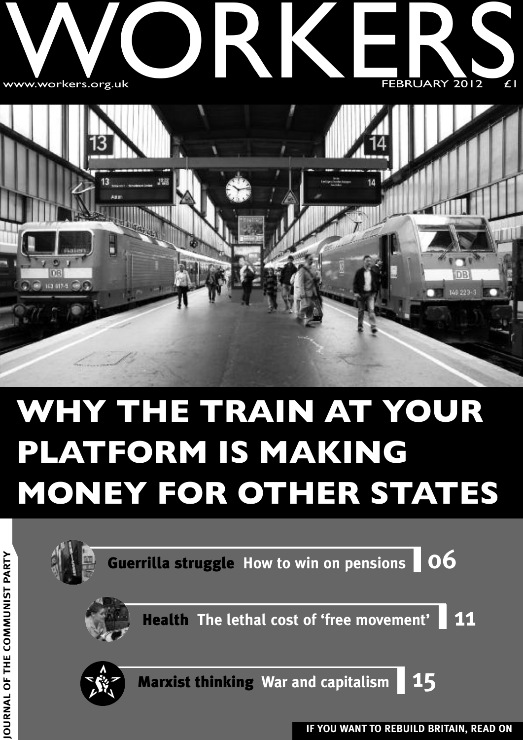# WORKERS

www.workers.org.uk

FEBRUARY 2012 £1

# WHY THE TRAIN AT YOUR PLATFORM IS MAKING MONEY FOR OTHER STATES

JOURNAL OF THE COMMUNIST PARTY

**Guerrilla struggle** How to win on pensions **06**

**Health** The lethal cost of 'free movement' **11**

**Marxist thinking** War and capitalism **15**

**IF YOU WANT TO REBUILD BRITAIN, READ ON**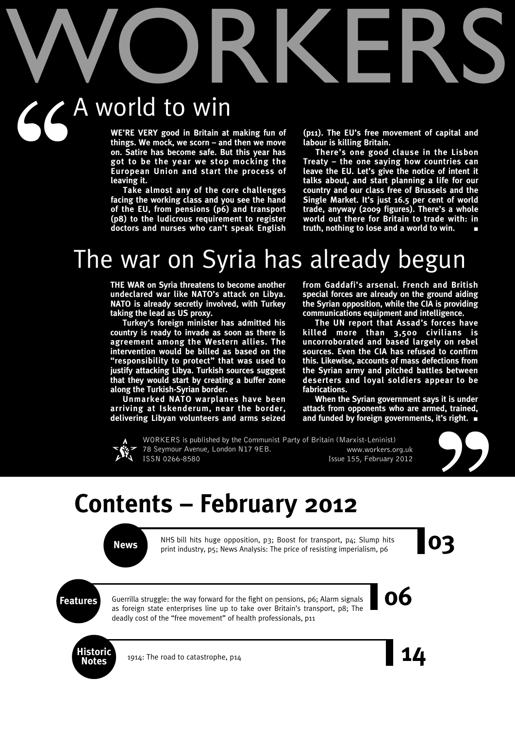# WORKERS

## A world to win

**WE'RE VERY good in Britain at making fun of things. We mock, we scorn – and then we move on. Satire has become safe. But this year has got to be the year we stop mocking the European Union and start the process of leaving it.**

**Take almost any of the core challenges facing the working class and you see the hand of the EU, from pensions (p6) and transport (p8) to the ludicrous requirement to register doctors and nurses who can't speak English (p11). The EU's free movement of capital and labour is killing Britain.**

**There's one good clause in the Lisbon Treaty – the one saying how countries can leave the EU. Let's give the notice of intent it talks about, and start planning a life for our country and our class free of Brussels and the Single Market. It's just 16.5 per cent of world trade, anyway (2009 figures). There's a whole world out there for Britain to trade with: in truth, nothing to lose and a world to win.** ■

## The war on Syria has already begun

**THE WAR on Syria threatens to become another undeclared war like NATO's attack on Libya. NATO is already secretly involved, with Turkey taking the lead as US proxy.**

**Turkey's foreign minister has admitted his country is ready to invade as soon as there is agreement among the Western allies. The intervention would be billed as based on the "responsibility to protect" that was used to justify attacking Libya. Turkish sources suggest that they would start by creating a buffer zone along the Turkish-Syrian border.**

**Unmarked NATO warplanes have been arriving at Iskenderum, near the border, delivering Libyan volunteers and arms seized from Gaddafi's arsenal. French and British special forces are already on the ground aiding the Syrian opposition, while the CIA is providing communications equipment and intelligence.**

**The UN report that Assad's forces have killed more than 3,500 civilians is uncorroborated and based largely on rebel sources. Even the CIA has refused to confirm this. Likewise, accounts of mass defections from the Syrian army and pitched battles between deserters and loyal soldiers appear to be fabrications.**

**When the Syrian government says it is under attack from opponents who are armed, trained, and funded by foreign governments, it's right.** ■

WORKERS is published by the Communist Party of Britain (Marxist-Leninist)
78 Seymour Avenue, London N17 9EB.
ISSN 0266-8580
www.workers.org.uk
Issue 155, February 2012

# Contents – February 2012

**News** — NHS bill hits huge opposition, p3; Boost for transport, p4; Slump hits print industry, p5; News Analysis: The price of resisting imperialism, p6 — **03**

**Features** — Guerrilla struggle: the way forward for the fight on pensions, p6; Alarm signals as foreign state enterprises line up to take over Britain's transport, p8; The deadly cost of the "free movement" of health professionals, p11 — **06**

**Historic Notes** — 1914: The road to catastrophe, p14 — **14**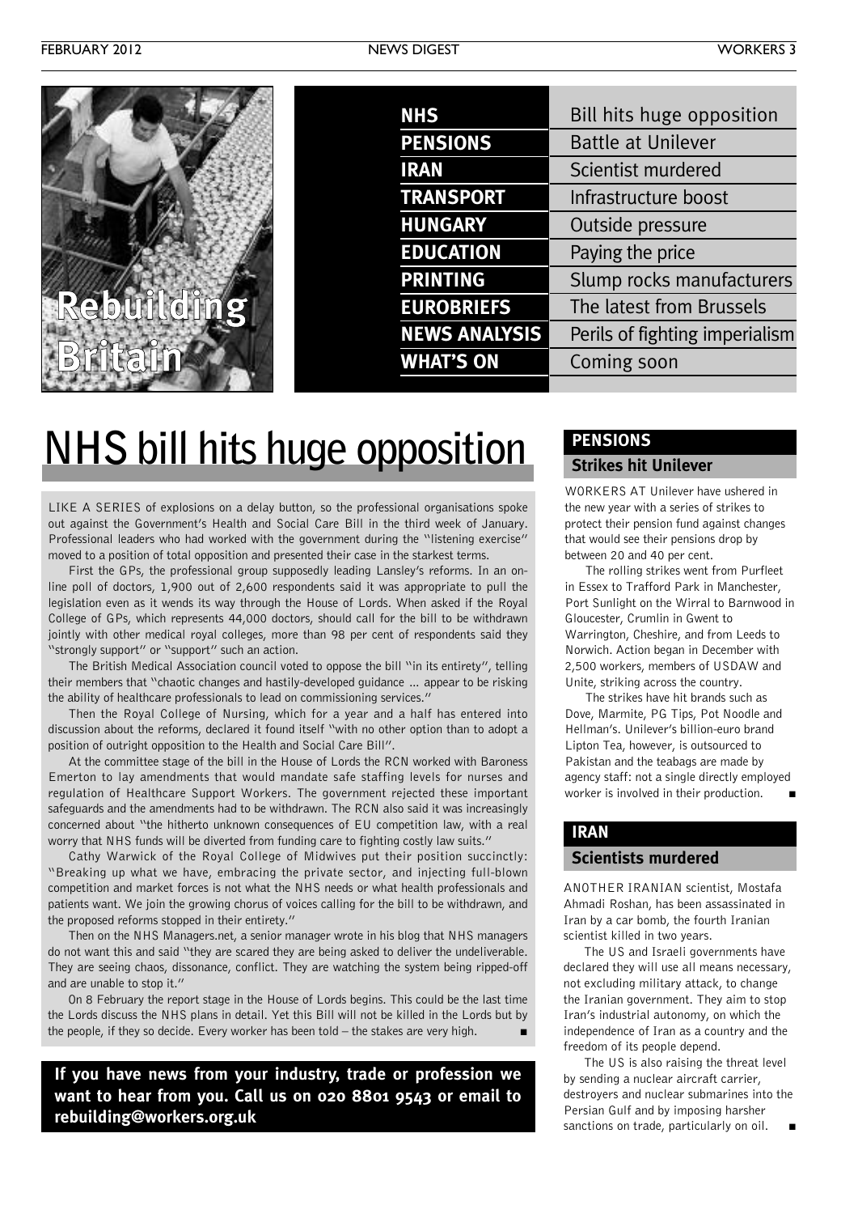**Rebuilding Britain**

| | |
|---|---|
| **NHS** | Bill hits huge opposition |
| **PENSIONS** | Battle at Unilever |
| **IRAN** | Scientist murdered |
| **TRANSPORT** | Infrastructure boost |
| **HUNGARY** | Outside pressure |
| **EDUCATION** | Paying the price |
| **PRINTING** | Slump rocks manufacturers |
| **EUROBRIEFS** | The latest from Brussels |
| **NEWS ANALYSIS** | Perils of fighting imperialism |
| **WHAT'S ON** | Coming soon |

# NHS bill hits huge opposition

LIKE A SERIES of explosions on a delay button, so the professional organisations spoke out against the Government's Health and Social Care Bill in the third week of January. Professional leaders who had worked with the government during the "listening exercise" moved to a position of total opposition and presented their case in the starkest terms.

First the GPs, the professional group supposedly leading Lansley's reforms. In an online poll of doctors, 1,900 out of 2,600 respondents said it was appropriate to pull the legislation even as it wends its way through the House of Lords. When asked if the Royal College of GPs, which represents 44,000 doctors, should call for the bill to be withdrawn jointly with other medical royal colleges, more than 98 per cent of respondents said they "strongly support" or "support" such an action.

The British Medical Association council voted to oppose the bill "in its entirety", telling their members that "chaotic changes and hastily-developed guidance ... appear to be risking the ability of healthcare professionals to lead on commissioning services."

Then the Royal College of Nursing, which for a year and a half has entered into discussion about the reforms, declared it found itself "with no other option than to adopt a position of outright opposition to the Health and Social Care Bill".

At the committee stage of the bill in the House of Lords the RCN worked with Baroness Emerton to lay amendments that would mandate safe staffing levels for nurses and regulation of Healthcare Support Workers. The government rejected these important safeguards and the amendments had to be withdrawn. The RCN also said it was increasingly concerned about "the hitherto unknown consequences of EU competition law, with a real worry that NHS funds will be diverted from funding care to fighting costly law suits."

Cathy Warwick of the Royal College of Midwives put their position succinctly: "Breaking up what we have, embracing the private sector, and injecting full-blown competition and market forces is not what the NHS needs or what health professionals and patients want. We join the growing chorus of voices calling for the bill to be withdrawn, and the proposed reforms stopped in their entirety."

Then on the NHS Managers.net, a senior manager wrote in his blog that NHS managers do not want this and said "they are scared they are being asked to deliver the undeliverable. They are seeing chaos, dissonance, conflict. They are watching the system being ripped-off and are unable to stop it."

On 8 February the report stage in the House of Lords begins. This could be the last time the Lords discuss the NHS plans in detail. Yet this Bill will not be killed in the Lords but by the people, if they so decide. Every worker has been told – the stakes are very high. ■

**If you have news from your industry, trade or profession we want to hear from you. Call us on 020 8801 9543 or email to rebuilding@workers.org.uk**

## PENSIONS

### Strikes hit Unilever

WORKERS AT Unilever have ushered in the new year with a series of strikes to protect their pension fund against changes that would see their pensions drop by between 20 and 40 per cent.

The rolling strikes went from Purfleet in Essex to Trafford Park in Manchester, Port Sunlight on the Wirral to Barnwood in Gloucester, Crumlin in Gwent to Warrington, Cheshire, and from Leeds to Norwich. Action began in December with 2,500 workers, members of USDAW and Unite, striking across the country.

The strikes have hit brands such as Dove, Marmite, PG Tips, Pot Noodle and Hellman's. Unilever's billion-euro brand Lipton Tea, however, is outsourced to Pakistan and the teabags are made by agency staff: not a single directly employed worker is involved in their production. ■

## IRAN

### Scientists murdered

ANOTHER IRANIAN scientist, Mostafa Ahmadi Roshan, has been assassinated in Iran by a car bomb, the fourth Iranian scientist killed in two years.

The US and Israeli governments have declared they will use all means necessary, not excluding military attack, to change the Iranian government. They aim to stop Iran's industrial autonomy, on which the independence of Iran as a country and the freedom of its people depend.

The US is also raising the threat level by sending a nuclear aircraft carrier, destroyers and nuclear submarines into the Persian Gulf and by imposing harsher sanctions on trade, particularly on oil. ■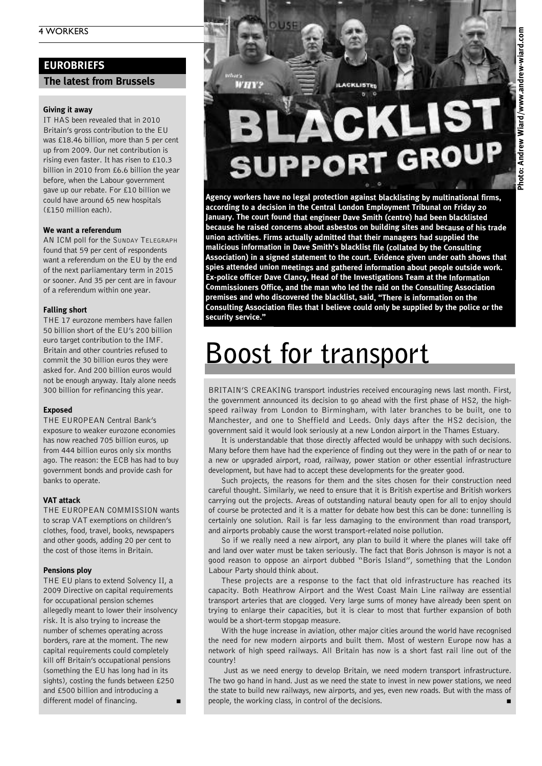## EUROBRIEFS

### The latest from Brussels

**Giving it away**

IT HAS been revealed that in 2010 Britain's gross contribution to the EU was £18.46 billion, more than 5 per cent up from 2009. Our net contribution is rising even faster. It has risen to £10.3 billion in 2010 from £6.6 billion the year before, when the Labour government gave up our rebate. For £10 billion we could have around 65 new hospitals (£150 million each).

**We want a referendum**

AN ICM poll for the SUNDAY TELEGRAPH found that 59 per cent of respondents want a referendum on the EU by the end of the next parliamentary term in 2015 or sooner. And 35 per cent are in favour of a referendum within one year.

**Falling short**

THE 17 eurozone members have fallen 50 billion short of the EU's 200 billion euro target contribution to the IMF. Britain and other countries refused to commit the 30 billion euros they were asked for. And 200 billion euros would not be enough anyway. Italy alone needs 300 billion for refinancing this year.

**Exposed**

THE EUROPEAN Central Bank's exposure to weaker eurozone economies has now reached 705 billion euros, up from 444 billion euros only six months ago. The reason: the ECB has had to buy government bonds and provide cash for banks to operate.

**VAT attack**

THE EUROPEAN COMMISSION wants to scrap VAT exemptions on children's clothes, food, travel, books, newspapers and other goods, adding 20 per cent to the cost of those items in Britain.

**Pensions ploy**

THE EU plans to extend Solvency II, a 2009 Directive on capital requirements for occupational pension schemes allegedly meant to lower their insolvency risk. It is also trying to increase the number of schemes operating across borders, rare at the moment. The new capital requirements could completely kill off Britain's occupational pensions (something the EU has long had in its sights), costing the funds between £250 and £500 billion and introducing a different model of financing. ■

Photo: Andrew Wiard/www.andrew-wiard.com

**Agency workers have no legal protection against blacklisting by multinational firms, according to a decision in the Central London Employment Tribunal on Friday 20 January. The court found that engineer Dave Smith (centre) had been blacklisted because he raised concerns about asbestos on building sites and because of his trade union activities. Firms actually admitted that their managers had supplied the malicious information in Dave Smith's blacklist file (collated by the Consulting Association) in a signed statement to the court. Evidence given under oath shows that spies attended union meetings and gathered information about people outside work. Ex-police officer Dave Clancy, Head of the Investigations Team at the Information Commissioners Office, and the man who led the raid on the Consulting Association premises and who discovered the blacklist, said, "There is information on the Consulting Association files that I believe could only be supplied by the police or the security service."**

# Boost for transport

BRITAIN'S CREAKING transport industries received encouraging news last month. First, the government announced its decision to go ahead with the first phase of HS2, the high-speed railway from London to Birmingham, with later branches to be built, one to Manchester, and one to Sheffield and Leeds. Only days after the HS2 decision, the government said it would look seriously at a new London airport in the Thames Estuary.

It is understandable that those directly affected would be unhappy with such decisions. Many before them have had the experience of finding out they were in the path of or near to a new or upgraded airport, road, railway, power station or other essential infrastructure development, but have had to accept these developments for the greater good.

Such projects, the reasons for them and the sites chosen for their construction need careful thought. Similarly, we need to ensure that it is British expertise and British workers carrying out the projects. Areas of outstanding natural beauty open for all to enjoy should of course be protected and it is a matter for debate how best this can be done: tunnelling is certainly one solution. Rail is far less damaging to the environment than road transport, and airports probably cause the worst transport-related noise pollution.

So if we really need a new airport, any plan to build it where the planes will take off and land over water must be taken seriously. The fact that Boris Johnson is mayor is not a good reason to oppose an airport dubbed "Boris Island", something that the London Labour Party should think about.

These projects are a response to the fact that old infrastructure has reached its capacity. Both Heathrow Airport and the West Coast Main Line railway are essential transport arteries that are clogged. Very large sums of money have already been spent on trying to enlarge their capacities, but it is clear to most that further expansion of both would be a short-term stopgap measure.

With the huge increase in aviation, other major cities around the world have recognised the need for new modern airports and built them. Most of western Europe now has a network of high speed railways. All Britain has now is a short fast rail line out of the country!

Just as we need energy to develop Britain, we need modern transport infrastructure. The two go hand in hand. Just as we need the state to invest in new power stations, we need the state to build new railways, new airports, and yes, even new roads. But with the mass of people, the working class, in control of the decisions. ■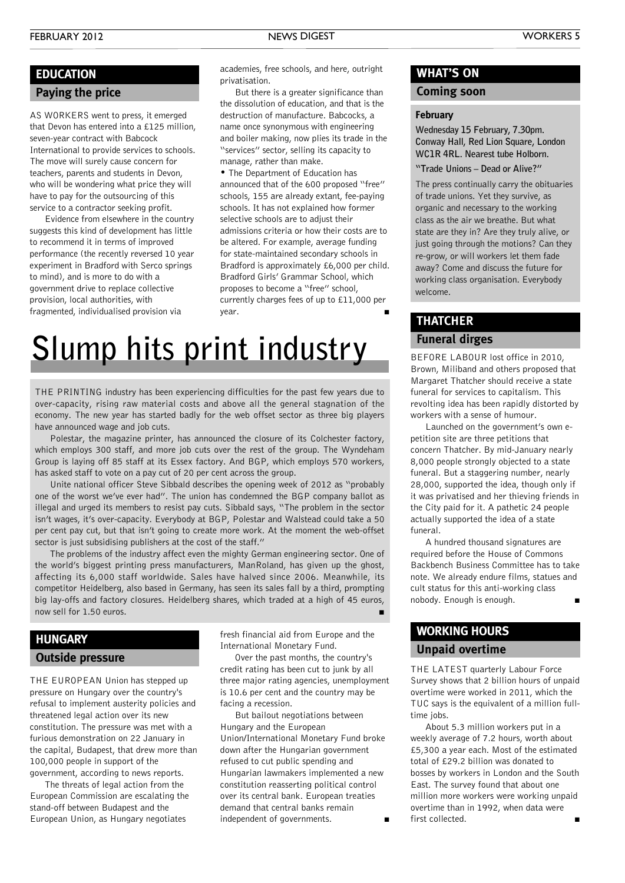## EDUCATION

### Paying the price

AS WORKERS went to press, it emerged that Devon has entered into a £125 million, seven-year contract with Babcock International to provide services to schools. The move will surely cause concern for teachers, parents and students in Devon, who will be wondering what price they will have to pay for the outsourcing of this service to a contractor seeking profit.

Evidence from elsewhere in the country suggests this kind of development has little to recommend it in terms of improved performance (the recently reversed 10 year experiment in Bradford with Serco springs to mind), and is more to do with a government drive to replace collective provision, local authorities, with fragmented, individualised provision via academies, free schools, and here, outright privatisation.

But there is a greater significance than the dissolution of education, and that is the destruction of manufacture. Babcocks, a name once synonymous with engineering and boiler making, now plies its trade in the "services" sector, selling its capacity to manage, rather than make.

• The Department of Education has announced that of the 600 proposed "free" schools, 155 are already extant, fee-paying schools. It has not explained how former selective schools are to adjust their admissions criteria or how their costs are to be altered. For example, average funding for state-maintained secondary schools in Bradford is approximately £6,000 per child. Bradford Girls' Grammar School, which proposes to become a "free" school, currently charges fees of up to £11,000 per year. ■

# Slump hits print industry

THE PRINTING industry has been experiencing difficulties for the past few years due to over-capacity, rising raw material costs and above all the general stagnation of the economy. The new year has started badly for the web offset sector as three big players have announced wage and job cuts.

Polestar, the magazine printer, has announced the closure of its Colchester factory, which employs 300 staff, and more job cuts over the rest of the group. The Wyndeham Group is laying off 85 staff at its Essex factory. And BGP, which employs 570 workers, has asked staff to vote on a pay cut of 20 per cent across the group.

Unite national officer Steve Sibbald describes the opening week of 2012 as "probably one of the worst we've ever had". The union has condemned the BGP company ballot as illegal and urged its members to resist pay cuts. Sibbald says, "The problem in the sector isn't wages, it's over-capacity. Everybody at BGP, Polestar and Walstead could take a 50 per cent pay cut, but that isn't going to create more work. At the moment the web-offset sector is just subsidising publishers at the cost of the staff."

The problems of the industry affect even the mighty German engineering sector. One of the world's biggest printing press manufacturers, ManRoland, has given up the ghost, affecting its 6,000 staff worldwide. Sales have halved since 2006. Meanwhile, its competitor Heidelberg, also based in Germany, has seen its sales fall by a third, prompting big lay-offs and factory closures. Heidelberg shares, which traded at a high of 45 euros, now sell for 1.50 euros. ■

## HUNGARY

### Outside pressure

THE EUROPEAN Union has stepped up pressure on Hungary over the country's refusal to implement austerity policies and threatened legal action over its new constitution. The pressure was met with a furious demonstration on 22 January in the capital, Budapest, that drew more than 100,000 people in support of the government, according to news reports.

The threats of legal action from the European Commission are escalating the stand-off between Budapest and the European Union, as Hungary negotiates fresh financial aid from Europe and the International Monetary Fund.

Over the past months, the country's credit rating has been cut to junk by all three major rating agencies, unemployment is 10.6 per cent and the country may be facing a recession.

But bailout negotiations between Hungary and the European Union/International Monetary Fund broke down after the Hungarian government refused to cut public spending and Hungarian lawmakers implemented a new constitution reasserting political control over its central bank. European treaties demand that central banks remain independent of governments. ■

## WHAT'S ON

### Coming soon

**February**

**Wednesday 15 February, 7.30pm. Conway Hall, Red Lion Square, London WC1R 4RL. Nearest tube Holborn.**

**"Trade Unions – Dead or Alive?"**

The press continually carry the obituaries of trade unions. Yet they survive, as organic and necessary to the working class as the air we breathe. But what state are they in? Are they truly alive, or just going through the motions? Can they re-grow, or will workers let them fade away? Come and discuss the future for working class organisation. Everybody welcome.

## THATCHER

### Funeral dirges

BEFORE LABOUR lost office in 2010, Brown, Miliband and others proposed that Margaret Thatcher should receive a state funeral for services to capitalism. This revolting idea has been rapidly distorted by workers with a sense of humour.

Launched on the government's own e-petition site are three petitions that concern Thatcher. By mid-January nearly 8,000 people strongly objected to a state funeral. But a staggering number, nearly 28,000, supported the idea, though only if it was privatised and her thieving friends in the City paid for it. A pathetic 24 people actually supported the idea of a state funeral.

A hundred thousand signatures are required before the House of Commons Backbench Business Committee has to take note. We already endure films, statues and cult status for this anti-working class nobody. Enough is enough. ■

## WORKING HOURS

### Unpaid overtime

THE LATEST quarterly Labour Force Survey shows that 2 billion hours of unpaid overtime were worked in 2011, which the TUC says is the equivalent of a million full-time jobs.

About 5.3 million workers put in a weekly average of 7.2 hours, worth about £5,300 a year each. Most of the estimated total of £29.2 billion was donated to bosses by workers in London and the South East. The survey found that about one million more workers were working unpaid overtime than in 1992, when data were first collected. ■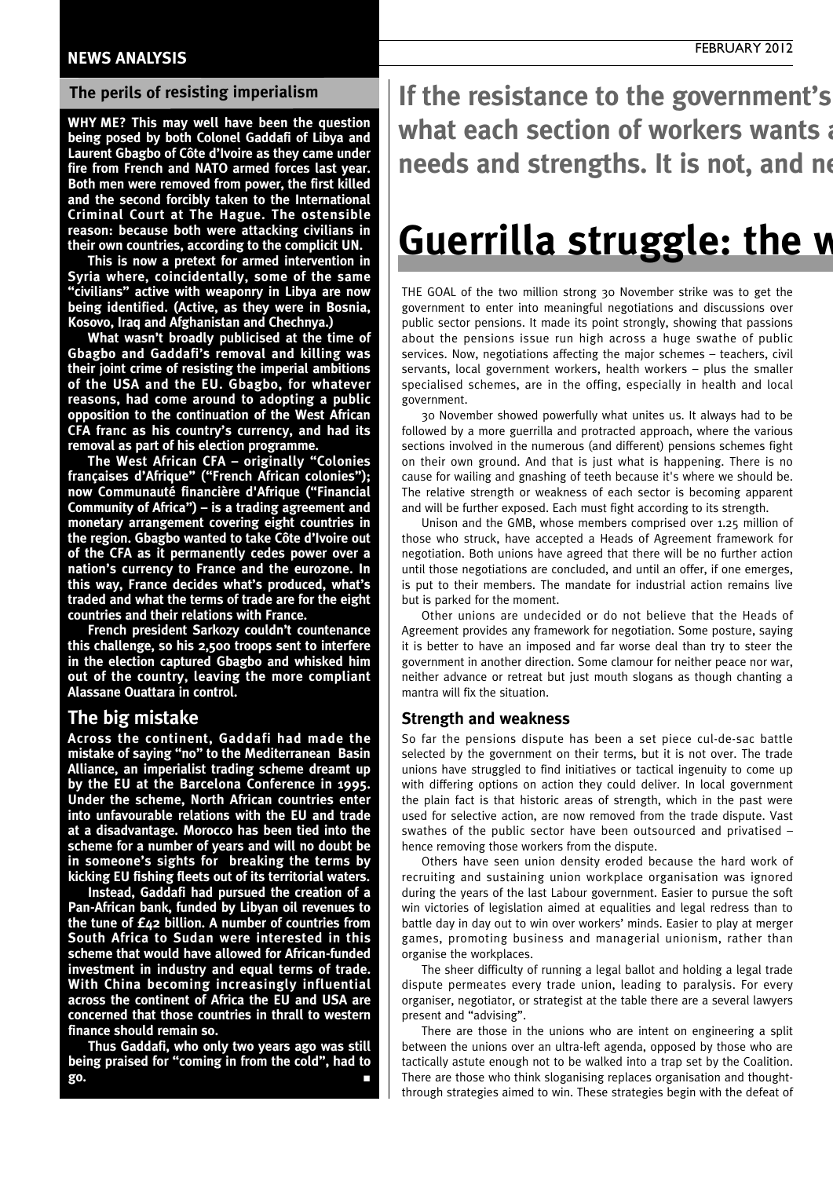## The perils of resisting imperialism

**WHY ME? This may well have been the question being posed by both Colonel Gaddafi of Libya and Laurent Gbagbo of Côte d'Ivoire as they came under fire from French and NATO armed forces last year. Both men were removed from power, the first killed and the second forcibly taken to the International Criminal Court at The Hague. The ostensible reason: because both were attacking civilians in their own countries, according to the complicit UN.**

**This is now a pretext for armed intervention in Syria where, coincidentally, some of the same "civilians" active with weaponry in Libya are now being identified. (Active, as they were in Bosnia, Kosovo, Iraq and Afghanistan and Chechnya.)**

**What wasn't broadly publicised at the time of Gbagbo and Gaddafi's removal and killing was their joint crime of resisting the imperial ambitions of the USA and the EU. Gbagbo, for whatever reasons, had come around to adopting a public opposition to the continuation of the West African CFA franc as his country's currency, and had its removal as part of his election programme.**

**The West African CFA – originally "Colonies françaises d'Afrique" ("French African colonies"); now Communauté financière d'Afrique ("Financial Community of Africa") – is a trading agreement and monetary arrangement covering eight countries in the region. Gbagbo wanted to take Côte d'Ivoire out of the CFA as it permanently cedes power over a nation's currency to France and the eurozone. In this way, France decides what's produced, what's traded and what the terms of trade are for the eight countries and their relations with France.**

**French president Sarkozy couldn't countenance this challenge, so his 2,500 troops sent to interfere in the election captured Gbagbo and whisked him out of the country, leaving the more compliant Alassane Ouattara in control.**

### The big mistake

**Across the continent, Gaddafi had made the mistake of saying "no" to the Mediterranean Basin Alliance, an imperialist trading scheme dreamt up by the EU at the Barcelona Conference in 1995. Under the scheme, North African countries enter into unfavourable relations with the EU and trade at a disadvantage. Morocco has been tied into the scheme for a number of years and will no doubt be in someone's sights for breaking the terms by kicking EU fishing fleets out of its territorial waters.**

**Instead, Gaddafi had pursued the creation of a Pan-African bank, funded by Libyan oil revenues to the tune of £42 billion. A number of countries from South Africa to Sudan were interested in this scheme that would have allowed for African-funded investment in industry and equal terms of trade. With China becoming increasingly influential across the continent of Africa the EU and USA are concerned that those countries in thrall to western finance should remain so.**

**Thus Gaddafi, who only two years ago was still being praised for "coming in from the cold", had to go.** ■

**If the resistance to the government's what each section of workers wants a needs and strengths. It is not, and ne**

# Guerrilla struggle: the w

THE GOAL of the two million strong 30 November strike was to get the government to enter into meaningful negotiations and discussions over public sector pensions. It made its point strongly, showing that passions about the pensions issue run high across a huge swathe of public services. Now, negotiations affecting the major schemes – teachers, civil servants, local government workers, health workers – plus the smaller specialised schemes, are in the offing, especially in health and local government.

30 November showed powerfully what unites us. It always had to be followed by a more guerrilla and protracted approach, where the various sections involved in the numerous (and different) pensions schemes fight on their own ground. And that is just what is happening. There is no cause for wailing and gnashing of teeth because it's where we should be. The relative strength or weakness of each sector is becoming apparent and will be further exposed. Each must fight according to its strength.

Unison and the GMB, whose members comprised over 1.25 million of those who struck, have accepted a Heads of Agreement framework for negotiation. Both unions have agreed that there will be no further action until those negotiations are concluded, and until an offer, if one emerges, is put to their members. The mandate for industrial action remains live but is parked for the moment.

Other unions are undecided or do not believe that the Heads of Agreement provides any framework for negotiation. Some posture, saying it is better to have an imposed and far worse deal than try to steer the government in another direction. Some clamour for neither peace nor war, neither advance or retreat but just mouth slogans as though chanting a mantra will fix the situation.

### Strength and weakness

So far the pensions dispute has been a set piece cul-de-sac battle selected by the government on their terms, but it is not over. The trade unions have struggled to find initiatives or tactical ingenuity to come up with differing options on action they could deliver. In local government the plain fact is that historic areas of strength, which in the past were used for selective action, are now removed from the trade dispute. Vast swathes of the public sector have been outsourced and privatised – hence removing those workers from the dispute.

Others have seen union density eroded because the hard work of recruiting and sustaining union workplace organisation was ignored during the years of the last Labour government. Easier to pursue the soft win victories of legislation aimed at equalities and legal redress than to battle day in day out to win over workers' minds. Easier to play at merger games, promoting business and managerial unionism, rather than organise the workplaces.

The sheer difficulty of running a legal ballot and holding a legal trade dispute permeates every trade union, leading to paralysis. For every organiser, negotiator, or strategist at the table there are a several lawyers present and "advising".

There are those in the unions who are intent on engineering a split between the unions over an ultra-left agenda, opposed by those who are tactically astute enough not to be walked into a trap set by the Coalition. There are those who think sloganising replaces organisation and thought-through strategies aimed to win. These strategies begin with the defeat of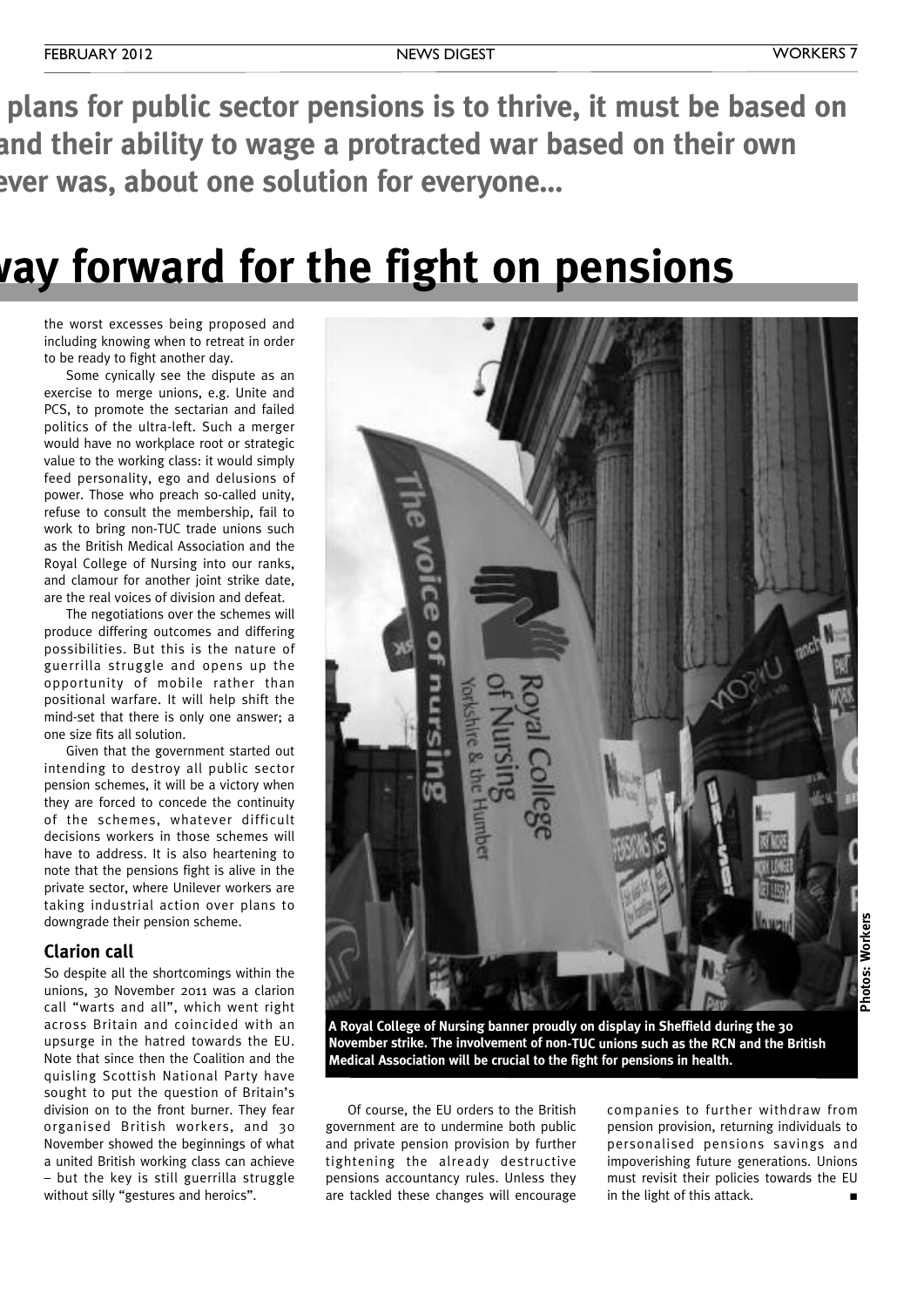plans for public sector pensions is to thrive, it must be based on and their ability to wage a protracted war based on their own ever was, about one solution for everyone...

# vay forward for the fight on pensions

the worst excesses being proposed and including knowing when to retreat in order to be ready to fight another day.

Some cynically see the dispute as an exercise to merge unions, e.g. Unite and PCS, to promote the sectarian and failed politics of the ultra-left. Such a merger would have no workplace root or strategic value to the working class: it would simply feed personality, ego and delusions of power. Those who preach so-called unity, refuse to consult the membership, fail to work to bring non-TUC trade unions such as the British Medical Association and the Royal College of Nursing into our ranks, and clamour for another joint strike date, are the real voices of division and defeat.

The negotiations over the schemes will produce differing outcomes and differing possibilities. But this is the nature of guerrilla struggle and opens up the opportunity of mobile rather than positional warfare. It will help shift the mind-set that there is only one answer; a one size fits all solution.

Given that the government started out intending to destroy all public sector pension schemes, it will be a victory when they are forced to concede the continuity of the schemes, whatever difficult decisions workers in those schemes will have to address. It is also heartening to note that the pensions fight is alive in the private sector, where Unilever workers are taking industrial action over plans to downgrade their pension scheme.

## Clarion call

So despite all the shortcomings within the unions, 30 November 2011 was a clarion call "warts and all", which went right across Britain and coincided with an upsurge in the hatred towards the EU. Note that since then the Coalition and the quisling Scottish National Party have sought to put the question of Britain's division on to the front burner. They fear organised British workers, and 30 November showed the beginnings of what a united British working class can achieve – but the key is still guerrilla struggle without silly "gestures and heroics".

**A Royal College of Nursing banner proudly on display in Sheffield during the 30 November strike. The involvement of non-TUC unions such as the RCN and the British Medical Association will be crucial to the fight for pensions in health.**

Photos: Workers

Of course, the EU orders to the British government are to undermine both public and private pension provision by further tightening the already destructive pensions accountancy rules. Unless they are tackled these changes will encourage companies to further withdraw from pension provision, returning individuals to personalised pensions savings and impoverishing future generations. Unions must revisit their policies towards the EU in the light of this attack. ■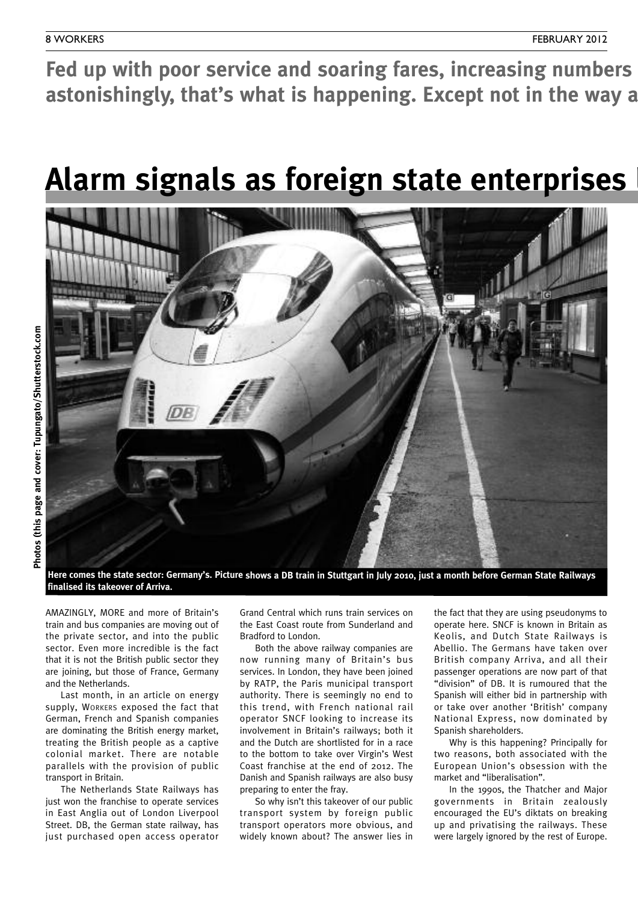**Fed up with poor service and soaring fares, increasing numbers astonishingly, that's what is happening. Except not in the way a**

# Alarm signals as foreign state enterprises

Photos (this page and cover: Tupungato/Shutterstock.com

Here comes the state sector: Germany's. Picture shows a DB train in Stuttgart in July 2010, just a month before German State Railways finalised its takeover of Arriva.

AMAZINGLY, MORE and more of Britain's train and bus companies are moving out of the private sector, and into the public sector. Even more incredible is the fact that it is not the British public sector they are joining, but those of France, Germany and the Netherlands.

Last month, in an article on energy supply, WORKERS exposed the fact that German, French and Spanish companies are dominating the British energy market, treating the British people as a captive colonial market. There are notable parallels with the provision of public transport in Britain.

The Netherlands State Railways has just won the franchise to operate services in East Anglia out of London Liverpool Street. DB, the German state railway, has just purchased open access operator Grand Central which runs train services on the East Coast route from Sunderland and Bradford to London.

Both the above railway companies are now running many of Britain's bus services. In London, they have been joined by RATP, the Paris municipal transport authority. There is seemingly no end to this trend, with French national rail operator SNCF looking to increase its involvement in Britain's railways; both it and the Dutch are shortlisted for in a race to the bottom to take over Virgin's West Coast franchise at the end of 2012. The Danish and Spanish railways are also busy preparing to enter the fray.

So why isn't this takeover of our public transport system by foreign public transport operators more obvious, and widely known about? The answer lies in the fact that they are using pseudonyms to operate here. SNCF is known in Britain as Keolis, and Dutch State Railways is Abellio. The Germans have taken over British company Arriva, and all their passenger operations are now part of that "division" of DB. It is rumoured that the Spanish will either bid in partnership with or take over another 'British' company National Express, now dominated by Spanish shareholders.

Why is this happening? Principally for two reasons, both associated with the European Union's obsession with the market and "liberalisation".

In the 1990s, the Thatcher and Major governments in Britain zealously encouraged the EU's diktats on breaking up and privatising the railways. These were largely ignored by the rest of Europe.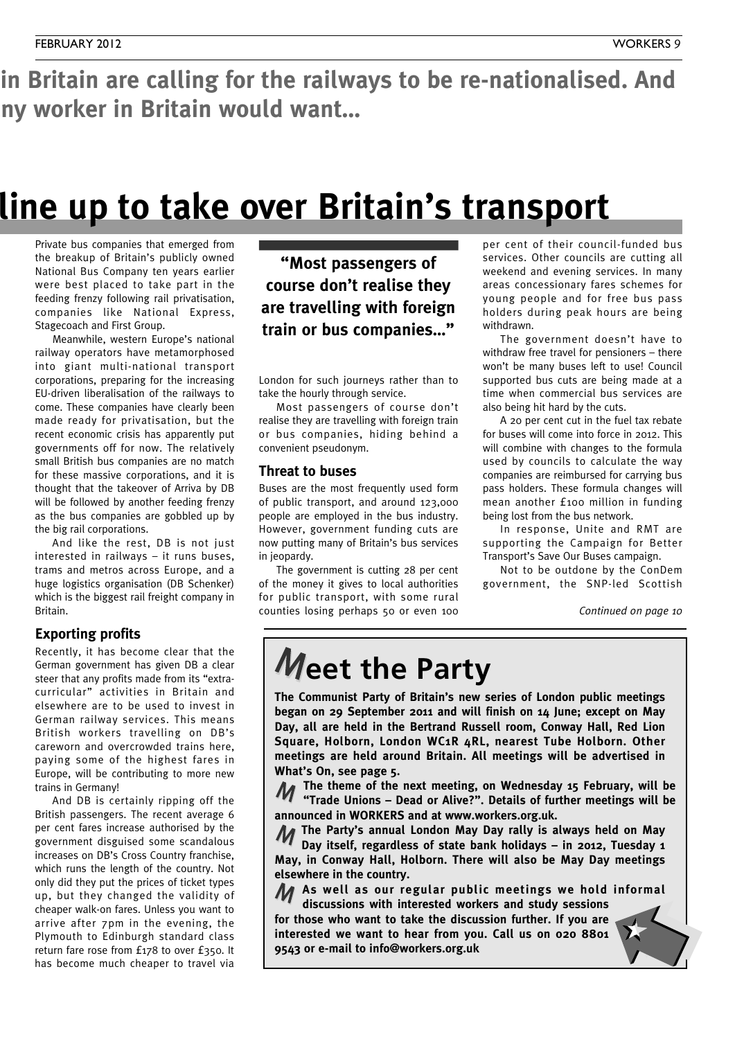in Britain are calling for the railways to be re-nationalised. And ny worker in Britain would want...

# line up to take over Britain's transport

Private bus companies that emerged from the breakup of Britain's publicly owned National Bus Company ten years earlier were best placed to take part in the feeding frenzy following rail privatisation, companies like National Express, Stagecoach and First Group.

Meanwhile, western Europe's national railway operators have metamorphosed into giant multi-national transport corporations, preparing for the increasing EU-driven liberalisation of the railways to come. These companies have clearly been made ready for privatisation, but the recent economic crisis has apparently put governments off for now. The relatively small British bus companies are no match for these massive corporations, and it is thought that the takeover of Arriva by DB will be followed by another feeding frenzy as the bus companies are gobbled up by the big rail corporations.

And like the rest, DB is not just interested in railways – it runs buses, trams and metros across Europe, and a huge logistics organisation (DB Schenker) which is the biggest rail freight company in Britain.

### Exporting profits

Recently, it has become clear that the German government has given DB a clear steer that any profits made from its "extra-curricular" activities in Britain and elsewhere are to be used to invest in German railway services. This means British workers travelling on DB's careworn and overcrowded trains here, paying some of the highest fares in Europe, will be contributing to more new trains in Germany!

And DB is certainly ripping off the British passengers. The recent average 6 per cent fares increase authorised by the government disguised some scandalous increases on DB's Cross Country franchise, which runs the length of the country. Not only did they put the prices of ticket types up, but they changed the validity of cheaper walk-on fares. Unless you want to arrive after 7pm in the evening, the Plymouth to Edinburgh standard class return fare rose from £178 to over £350. It has become much cheaper to travel via London for such journeys rather than to take the hourly through service.

**"Most passengers of course don't realise they are travelling with foreign train or bus companies..."**

Most passengers of course don't realise they are travelling with foreign train or bus companies, hiding behind a convenient pseudonym.

### Threat to buses

Buses are the most frequently used form of public transport, and around 123,000 people are employed in the bus industry. However, government funding cuts are now putting many of Britain's bus services in jeopardy.

The government is cutting 28 per cent of the money it gives to local authorities for public transport, with some rural counties losing perhaps 50 or even 100 per cent of their council-funded bus services. Other councils are cutting all weekend and evening services. In many areas concessionary fares schemes for young people and for free bus pass holders during peak hours are being withdrawn.

The government doesn't have to withdraw free travel for pensioners – there won't be many buses left to use! Council supported bus cuts are being made at a time when commercial bus services are also being hit hard by the cuts.

A 20 per cent cut in the fuel tax rebate for buses will come into force in 2012. This will combine with changes to the formula used by councils to calculate the way companies are reimbursed for carrying bus pass holders. These formula changes will mean another £100 million in funding being lost from the bus network.

In response, Unite and RMT are supporting the Campaign for Better Transport's Save Our Buses campaign.

Not to be outdone by the ConDem government, the SNP-led Scottish

*Continued on page 10*

## Meet the Party

**The Communist Party of Britain's new series of London public meetings began on 29 September 2011 and will finish on 14 June; except on May Day, all are held in the Bertrand Russell room, Conway Hall, Red Lion Square, Holborn, London WC1R 4RL, nearest Tube Holborn. Other meetings are held around Britain. All meetings will be advertised in What's On, see page 5.**

**The theme of the next meeting, on Wednesday 15 February, will be "Trade Unions – Dead or Alive?". Details of further meetings will be announced in WORKERS and at www.workers.org.uk.**

**The Party's annual London May Day rally is always held on May Day itself, regardless of state bank holidays – in 2012, Tuesday 1 May, in Conway Hall, Holborn. There will also be May Day meetings elsewhere in the country.**

**As well as our regular public meetings we hold informal discussions with interested workers and study sessions for those who want to take the discussion further. If you are interested we want to hear from you. Call us on 020 8801 9543 or e-mail to info@workers.org.uk**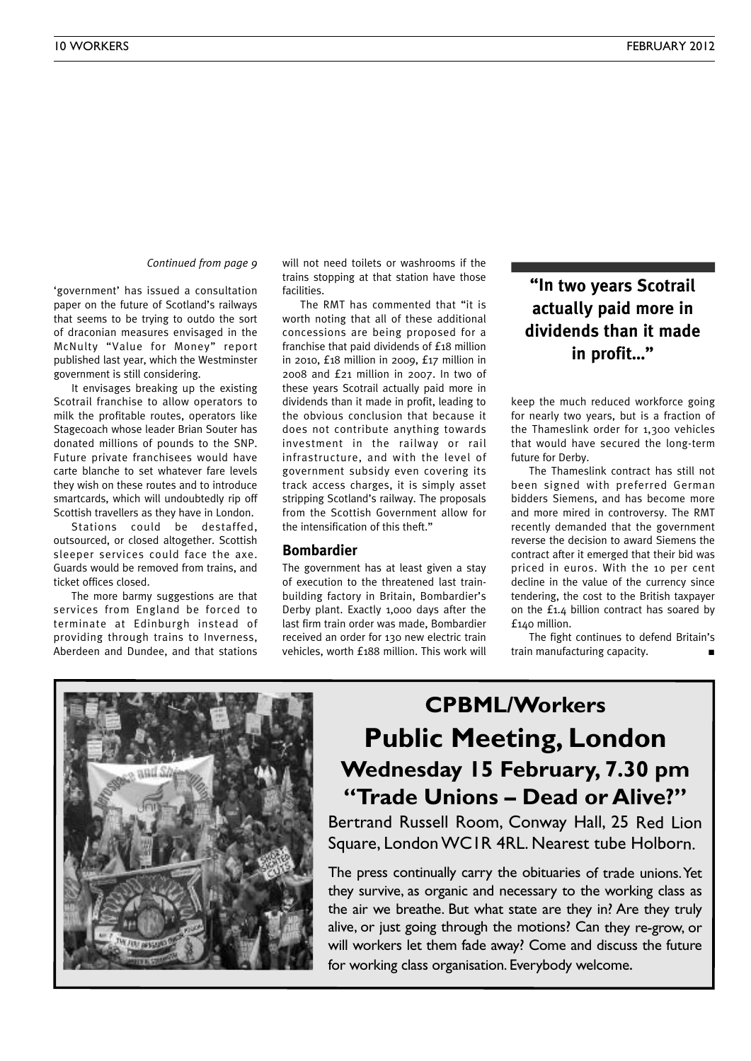*Continued from page 9*

'government' has issued a consultation paper on the future of Scotland's railways that seems to be trying to outdo the sort of draconian measures envisaged in the McNulty "Value for Money" report published last year, which the Westminster government is still considering.

It envisages breaking up the existing Scotrail franchise to allow operators to milk the profitable routes, operators like Stagecoach whose leader Brian Souter has donated millions of pounds to the SNP. Future private franchisees would have carte blanche to set whatever fare levels they wish on these routes and to introduce smartcards, which will undoubtedly rip off Scottish travellers as they have in London.

Stations could be destaffed, outsourced, or closed altogether. Scottish sleeper services could face the axe. Guards would be removed from trains, and ticket offices closed.

The more barmy suggestions are that services from England be forced to terminate at Edinburgh instead of providing through trains to Inverness, Aberdeen and Dundee, and that stations will not need toilets or washrooms if the trains stopping at that station have those facilities.

The RMT has commented that "it is worth noting that all of these additional concessions are being proposed for a franchise that paid dividends of £18 million in 2010, £18 million in 2009, £17 million in 2008 and £21 million in 2007. In two of these years Scotrail actually paid more in dividends than it made in profit, leading to the obvious conclusion that because it does not contribute anything towards investment in the railway or rail infrastructure, and with the level of government subsidy even covering its track access charges, it is simply asset stripping Scotland's railway. The proposals from the Scottish Government allow for the intensification of this theft."

## Bombardier

The government has at least given a stay of execution to the threatened last train-building factory in Britain, Bombardier's Derby plant. Exactly 1,000 days after the last firm train order was made, Bombardier received an order for 130 new electric train vehicles, worth £188 million. This work will

**"In two years Scotrail actually paid more in dividends than it made in profit..."**

keep the much reduced workforce going for nearly two years, but is a fraction of the Thameslink order for 1,300 vehicles that would have secured the long-term future for Derby.

The Thameslink contract has still not been signed with preferred German bidders Siemens, and has become more and more mired in controversy. The RMT recently demanded that the government reverse the decision to award Siemens the contract after it emerged that their bid was priced in euros. With the 10 per cent decline in the value of the currency since tendering, the cost to the British taxpayer on the £1.4 billion contract has soared by £140 million.

The fight continues to defend Britain's train manufacturing capacity. ■

## CPBML/Workers

# Public Meeting, London

### Wednesday 15 February, 7.30 pm

### "Trade Unions – Dead or Alive?"

Bertrand Russell Room, Conway Hall, 25 Red Lion Square, London WC1R 4RL. Nearest tube Holborn.

The press continually carry the obituaries of trade unions. Yet they survive, as organic and necessary to the working class as the air we breathe. But what state are they in? Are they truly alive, or just going through the motions? Can they re-grow, or will workers let them fade away? Come and discuss the future for working class organisation. Everybody welcome.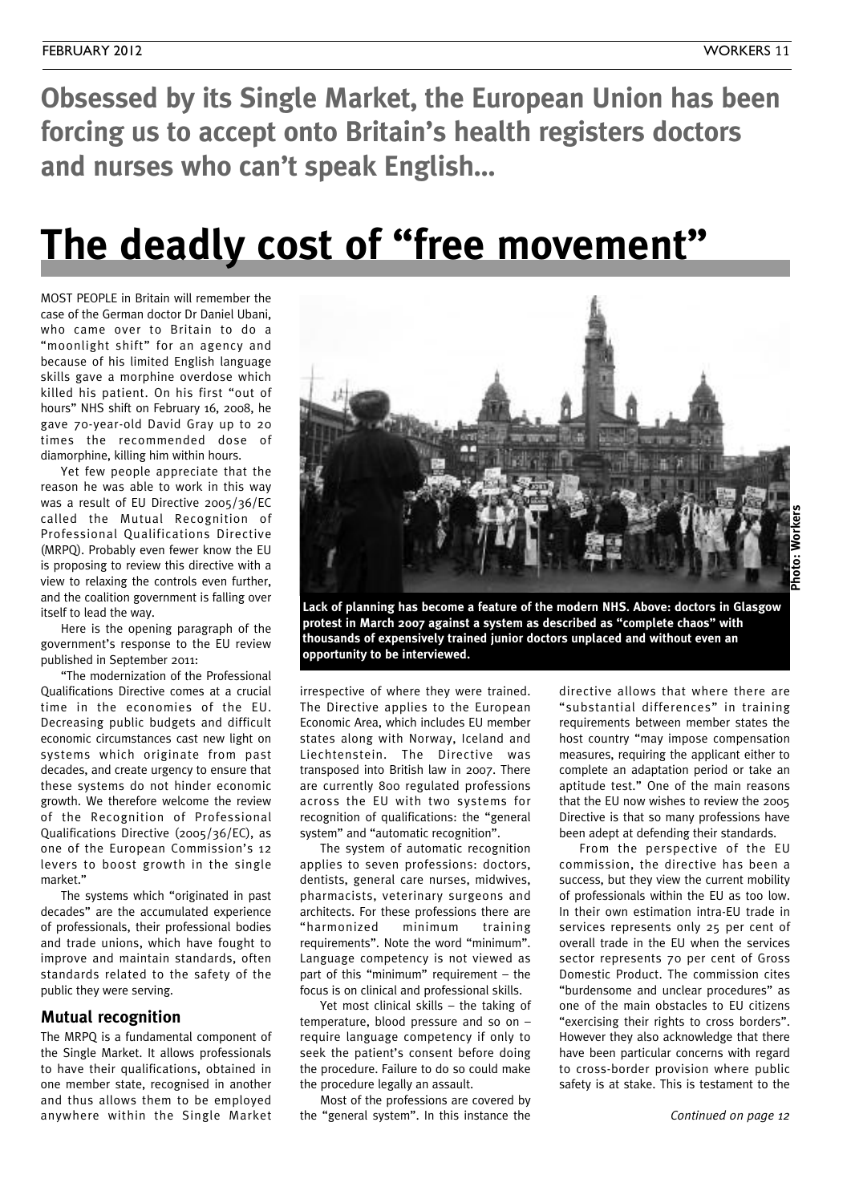**Obsessed by its Single Market, the European Union has been forcing us to accept onto Britain's health registers doctors and nurses who can't speak English...**

# The deadly cost of "free movement"

MOST PEOPLE in Britain will remember the case of the German doctor Dr Daniel Ubani, who came over to Britain to do a "moonlight shift" for an agency and because of his limited English language skills gave a morphine overdose which killed his patient. On his first "out of hours" NHS shift on February 16, 2008, he gave 70-year-old David Gray up to 20 times the recommended dose of diamorphine, killing him within hours.

Yet few people appreciate that the reason he was able to work in this way was a result of EU Directive 2005/36/EC called the Mutual Recognition of Professional Qualifications Directive (MRPQ). Probably even fewer know the EU is proposing to review this directive with a view to relaxing the controls even further, and the coalition government is falling over itself to lead the way.

Here is the opening paragraph of the government's response to the EU review published in September 2011:

"The modernization of the Professional Qualifications Directive comes at a crucial time in the economies of the EU. Decreasing public budgets and difficult economic circumstances cast new light on systems which originate from past decades, and create urgency to ensure that these systems do not hinder economic growth. We therefore welcome the review of the Recognition of Professional Qualifications Directive (2005/36/EC), as one of the European Commission's 12 levers to boost growth in the single market."

The systems which "originated in past decades" are the accumulated experience of professionals, their professional bodies and trade unions, which have fought to improve and maintain standards, often standards related to the safety of the public they were serving.

### Mutual recognition

The MRPQ is a fundamental component of the Single Market. It allows professionals to have their qualifications, obtained in one member state, recognised in another and thus allows them to be employed anywhere within the Single Market irrespective of where they were trained. The Directive applies to the European Economic Area, which includes EU member states along with Norway, Iceland and Liechtenstein. The Directive was transposed into British law in 2007. There are currently 800 regulated professions across the EU with two systems for recognition of qualifications: the "general system" and "automatic recognition".

The system of automatic recognition applies to seven professions: doctors, dentists, general care nurses, midwives, pharmacists, veterinary surgeons and architects. For these professions there are "harmonized minimum training requirements". Note the word "minimum". Language competency is not viewed as part of this "minimum" requirement – the focus is on clinical and professional skills.

Yet most clinical skills – the taking of temperature, blood pressure and so on – require language competency if only to seek the patient's consent before doing the procedure. Failure to do so could make the procedure legally an assault.

Most of the professions are covered by the "general system". In this instance the directive allows that where there are "substantial differences" in training requirements between member states the host country "may impose compensation measures, requiring the applicant either to complete an adaptation period or take an aptitude test." One of the main reasons that the EU now wishes to review the 2005 Directive is that so many professions have been adept at defending their standards.

From the perspective of the EU commission, the directive has been a success, but they view the current mobility of professionals within the EU as too low. In their own estimation intra-EU trade in services represents only 25 per cent of overall trade in the EU when the services sector represents 70 per cent of Gross Domestic Product. The commission cites "burdensome and unclear procedures" as one of the main obstacles to EU citizens "exercising their rights to cross borders". However they also acknowledge that there have been particular concerns with regard to cross-border provision where public safety is at stake. This is testament to the

*Continued on page 12*

Photo: Workers

**Lack of planning has become a feature of the modern NHS. Above: doctors in Glasgow protest in March 2007 against a system as described as "complete chaos" with thousands of expensively trained junior doctors unplaced and without even an opportunity to be interviewed.**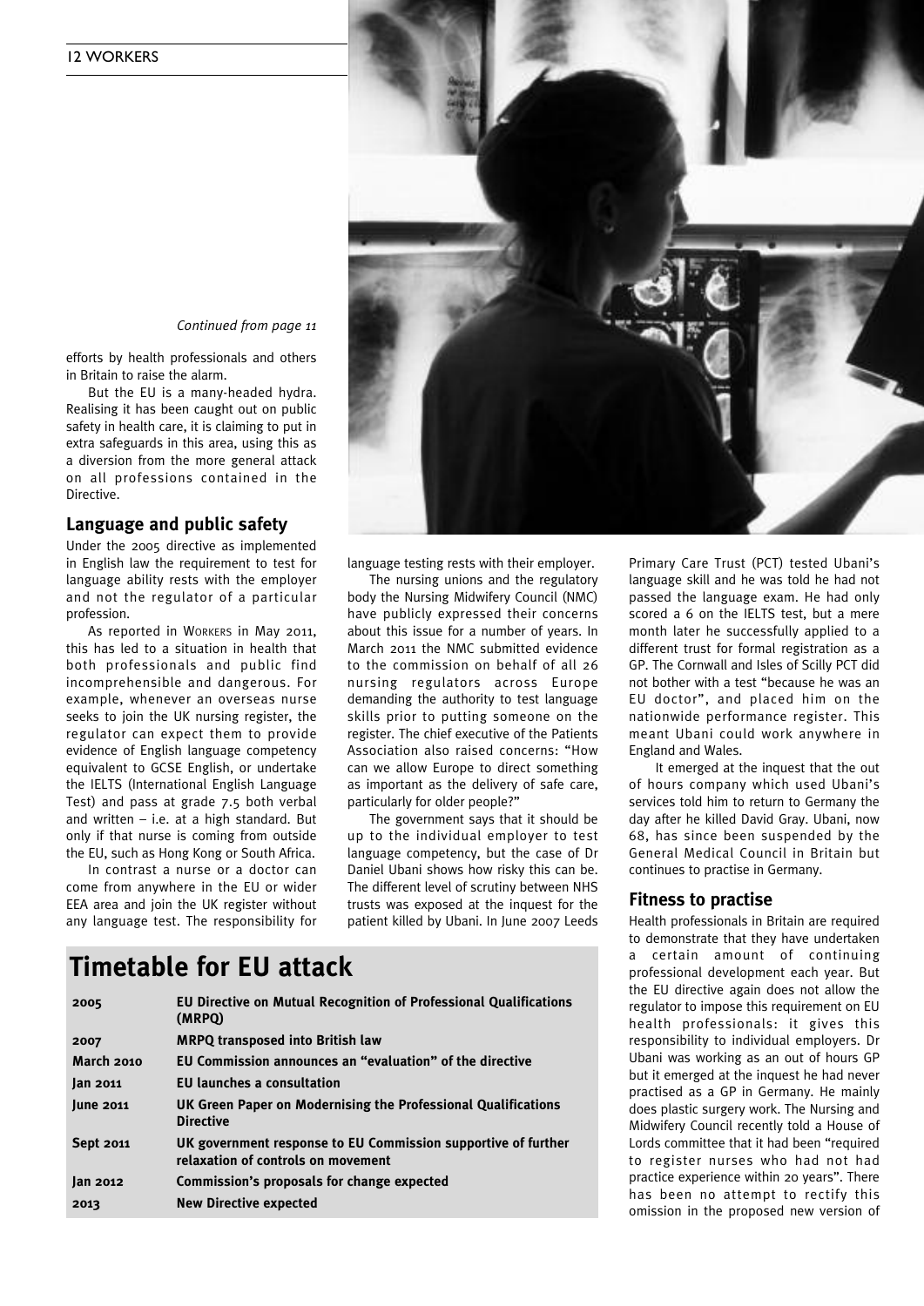*Continued from page 11*

efforts by health professionals and others in Britain to raise the alarm.

But the EU is a many-headed hydra. Realising it has been caught out on public safety in health care, it is claiming to put in extra safeguards in this area, using this as a diversion from the more general attack on all professions contained in the Directive.

## Language and public safety

Under the 2005 directive as implemented in English law the requirement to test for language ability rests with the employer and not the regulator of a particular profession.

As reported in WORKERS in May 2011, this has led to a situation in health that both professionals and public find incomprehensible and dangerous. For example, whenever an overseas nurse seeks to join the UK nursing register, the regulator can expect them to provide evidence of English language competency equivalent to GCSE English, or undertake the IELTS (International English Language Test) and pass at grade 7.5 both verbal and written – i.e. at a high standard. But only if that nurse is coming from outside the EU, such as Hong Kong or South Africa.

In contrast a nurse or a doctor can come from anywhere in the EU or wider EEA area and join the UK register without any language test. The responsibility for language testing rests with their employer.

The nursing unions and the regulatory body the Nursing Midwifery Council (NMC) have publicly expressed their concerns about this issue for a number of years. In March 2011 the NMC submitted evidence to the commission on behalf of all 26 nursing regulators across Europe demanding the authority to test language skills prior to putting someone on the register. The chief executive of the Patients Association also raised concerns: "How can we allow Europe to direct something as important as the delivery of safe care, particularly for older people?"

The government says that it should be up to the individual employer to test language competency, but the case of Dr Daniel Ubani shows how risky this can be. The different level of scrutiny between NHS trusts was exposed at the inquest for the patient killed by Ubani. In June 2007 Leeds Primary Care Trust (PCT) tested Ubani's language skill and he was told he had not passed the language exam. He had only scored a 6 on the IELTS test, but a mere month later he successfully applied to a different trust for formal registration as a GP. The Cornwall and Isles of Scilly PCT did not bother with a test "because he was an EU doctor", and placed him on the nationwide performance register. This meant Ubani could work anywhere in England and Wales.

It emerged at the inquest that the out of hours company which used Ubani's services told him to return to Germany the day after he killed David Gray. Ubani, now 68, has since been suspended by the General Medical Council in Britain but continues to practise in Germany.

## Fitness to practise

Health professionals in Britain are required to demonstrate that they have undertaken a certain amount of continuing professional development each year. But the EU directive again does not allow the regulator to impose this requirement on EU health professionals: it gives this responsibility to individual employers. Dr Ubani was working as an out of hours GP but it emerged at the inquest he had never practised as a GP in Germany. He mainly does plastic surgery work. The Nursing and Midwifery Council recently told a House of Lords committee that it had been "required to register nurses who had not had practice experience within 20 years". There has been no attempt to rectify this omission in the proposed new version of

## Timetable for EU attack

| | |
|---|---|
| **2005** | **EU Directive on Mutual Recognition of Professional Qualifications (MRPQ)** |
| **2007** | **MRPQ transposed into British law** |
| **March 2010** | **EU Commission announces an "evaluation" of the directive** |
| **Jan 2011** | **EU launches a consultation** |
| **June 2011** | **UK Green Paper on Modernising the Professional Qualifications Directive** |
| **Sept 2011** | **UK government response to EU Commission supportive of further relaxation of controls on movement** |
| **Jan 2012** | **Commission's proposals for change expected** |
| **2013** | **New Directive expected** |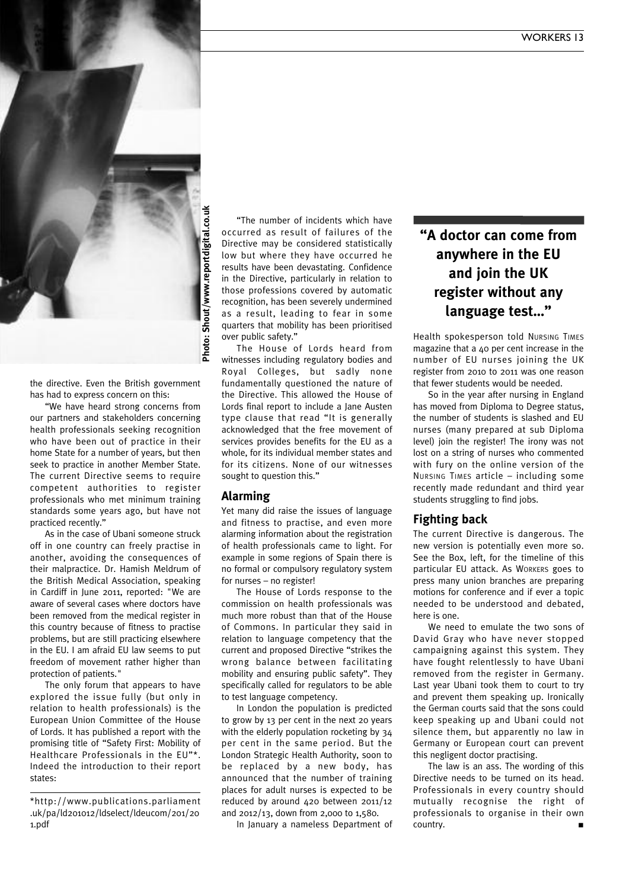the directive. Even the British government has had to express concern on this:

"We have heard strong concerns from our partners and stakeholders concerning health professionals seeking recognition who have been out of practice in their home State for a number of years, but then seek to practice in another Member State. The current Directive seems to require competent authorities to register professionals who met minimum training standards some years ago, but have not practiced recently."

As in the case of Ubani someone struck off in one country can freely practise in another, avoiding the consequences of their malpractice. Dr. Hamish Meldrum of the British Medical Association, speaking in Cardiff in June 2011, reported: "We are aware of several cases where doctors have been removed from the medical register in this country because of fitness to practise problems, but are still practicing elsewhere in the EU. I am afraid EU law seems to put freedom of movement rather higher than protection of patients."

The only forum that appears to have explored the issue fully (but only in relation to health professionals) is the European Union Committee of the House of Lords. It has published a report with the promising title of "Safety First: Mobility of Healthcare Professionals in the EU"*. Indeed the introduction to their report states:

"The number of incidents which have occurred as result of failures of the Directive may be considered statistically low but where they have occurred he results have been devastating. Confidence in the Directive, particularly in relation to those professions covered by automatic recognition, has been severely undermined as a result, leading to fear in some quarters that mobility has been prioritised over public safety."

The House of Lords heard from witnesses including regulatory bodies and Royal Colleges, but sadly none fundamentally questioned the nature of the Directive. This allowed the House of Lords final report to include a Jane Austen type clause that read "It is generally acknowledged that the free movement of services provides benefits for the EU as a whole, for its individual member states and for its citizens. None of our witnesses sought to question this."

## Alarming

Yet many did raise the issues of language and fitness to practise, and even more alarming information about the registration of health professionals came to light. For example in some regions of Spain there is no formal or compulsory regulatory system for nurses – no register!

The House of Lords response to the commission on health professionals was much more robust than that of the House of Commons. In particular they said in relation to language competency that the current and proposed Directive "strikes the wrong balance between facilitating mobility and ensuring public safety". They specifically called for regulators to be able to test language competency.

In London the population is predicted to grow by 13 per cent in the next 20 years with the elderly population rocketing by 34 per cent in the same period. But the London Strategic Health Authority, soon to be replaced by a new body, has announced that the number of training places for adult nurses is expected to be reduced by around 420 between 2011/12 and 2012/13, down from 2,000 to 1,580.

In January a nameless Department of Health spokesperson told Nursing Times magazine that a 40 per cent increase in the number of EU nurses joining the UK register from 2010 to 2011 was one reason that fewer students would be needed.

**"A doctor can come from anywhere in the EU and join the UK register without any language test..."**

So in the year after nursing in England has moved from Diploma to Degree status, the number of students is slashed and EU nurses (many prepared at sub Diploma level) join the register! The irony was not lost on a string of nurses who commented with fury on the online version of the Nursing Times article – including some recently made redundant and third year students struggling to find jobs.

## Fighting back

The current Directive is dangerous. The new version is potentially even more so. See the Box, left, for the timeline of this particular EU attack. As Workers goes to press many union branches are preparing motions for conference and if ever a topic needed to be understood and debated, here is one.

We need to emulate the two sons of David Gray who have never stopped campaigning against this system. They have fought relentlessly to have Ubani removed from the register in Germany. Last year Ubani took them to court to try and prevent them speaking up. Ironically the German courts said that the sons could keep speaking up and Ubani could not silence them, but apparently no law in Germany or European court can prevent this negligent doctor practising.

The law is an ass. The wording of this Directive needs to be turned on its head. Professionals in every country should mutually recognise the right of professionals to organise in their own country. ■

Photo: Shout/www.reportdigital.co.uk

*http://www.publications.parliament.uk/pa/ld201012/ldselect/ldeucom/201/201.pdf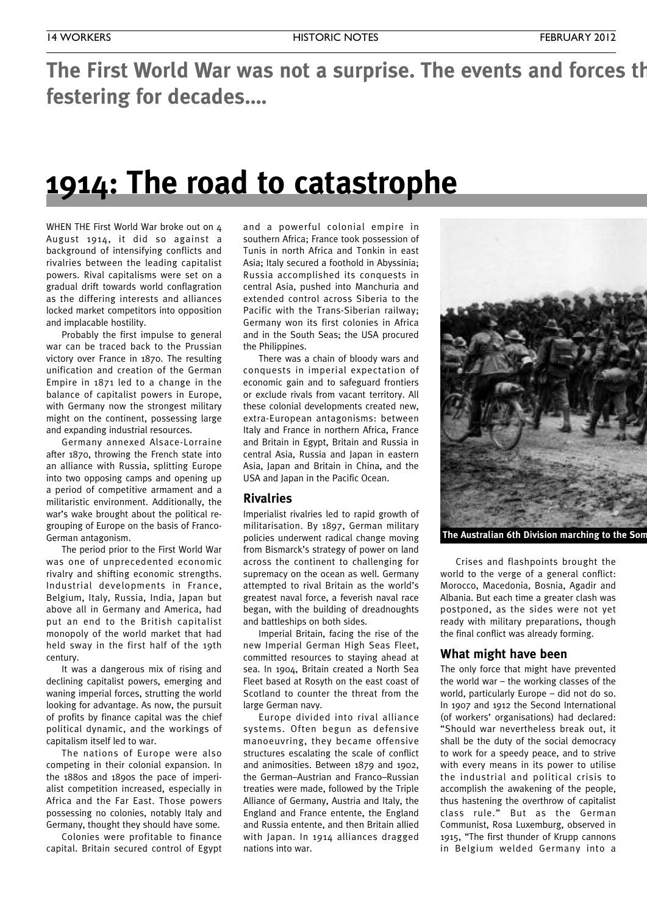**The First World War was not a surprise. The events and forces th festering for decades....**

# 1914: The road to catastrophe

WHEN THE First World War broke out on 4 August 1914, it did so against a background of intensifying conflicts and rivalries between the leading capitalist powers. Rival capitalisms were set on a gradual drift towards world conflagration as the differing interests and alliances locked market competitors into opposition and implacable hostility.

Probably the first impulse to general war can be traced back to the Prussian victory over France in 1870. The resulting unification and creation of the German Empire in 1871 led to a change in the balance of capitalist powers in Europe, with Germany now the strongest military might on the continent, possessing large and expanding industrial resources.

Germany annexed Alsace-Lorraine after 1870, throwing the French state into an alliance with Russia, splitting Europe into two opposing camps and opening up a period of competitive armament and a militaristic environment. Additionally, the war's wake brought about the political re-grouping of Europe on the basis of Franco-German antagonism.

The period prior to the First World War was one of unprecedented economic rivalry and shifting economic strengths. Industrial developments in France, Belgium, Italy, Russia, India, Japan but above all in Germany and America, had put an end to the British capitalist monopoly of the world market that had held sway in the first half of the 19th century.

It was a dangerous mix of rising and declining capitalist powers, emerging and waning imperial forces, strutting the world looking for advantage. As now, the pursuit of profits by finance capital was the chief political dynamic, and the workings of capitalism itself led to war.

The nations of Europe were also competing in their colonial expansion. In the 1880s and 1890s the pace of imperialist competition increased, especially in Africa and the Far East. Those powers possessing no colonies, notably Italy and Germany, thought they should have some.

Colonies were profitable to finance capital. Britain secured control of Egypt and a powerful colonial empire in southern Africa; France took possession of Tunis in north Africa and Tonkin in east Asia; Italy secured a foothold in Abyssinia; Russia accomplished its conquests in central Asia, pushed into Manchuria and extended control across Siberia to the Pacific with the Trans-Siberian railway; Germany won its first colonies in Africa and in the South Seas; the USA procured the Philippines.

There was a chain of bloody wars and conquests in imperial expectation of economic gain and to safeguard frontiers or exclude rivals from vacant territory. All these colonial developments created new, extra-European antagonisms: between Italy and France in northern Africa, France and Britain in Egypt, Britain and Russia in central Asia, Russia and Japan in eastern Asia, Japan and Britain in China, and the USA and Japan in the Pacific Ocean.

## Rivalries

Imperialist rivalries led to rapid growth of militarisation. By 1897, German military policies underwent radical change moving from Bismarck's strategy of power on land across the continent to challenging for supremacy on the ocean as well. Germany attempted to rival Britain as the world's greatest naval force, a feverish naval race began, with the building of dreadnoughts and battleships on both sides.

Imperial Britain, facing the rise of the new Imperial German High Seas Fleet, committed resources to staying ahead at sea. In 1904, Britain created a North Sea Fleet based at Rosyth on the east coast of Scotland to counter the threat from the large German navy.

Europe divided into rival alliance systems. Often begun as defensive manoeuvring, they became offensive structures escalating the scale of conflict and animosities. Between 1879 and 1902, the German–Austrian and Franco–Russian treaties were made, followed by the Triple Alliance of Germany, Austria and Italy, the England and France entente, the England and Russia entente, and then Britain allied with Japan. In 1914 alliances dragged nations into war.

**The Australian 6th Division marching to the Som**

Crises and flashpoints brought the world to the verge of a general conflict: Morocco, Macedonia, Bosnia, Agadir and Albania. But each time a greater clash was postponed, as the sides were not yet ready with military preparations, though the final conflict was already forming.

## What might have been

The only force that might have prevented the world war – the working classes of the world, particularly Europe – did not do so. In 1907 and 1912 the Second International (of workers' organisations) had declared: "Should war nevertheless break out, it shall be the duty of the social democracy to work for a speedy peace, and to strive with every means in its power to utilise the industrial and political crisis to accomplish the awakening of the people, thus hastening the overthrow of capitalist class rule." But as the German Communist, Rosa Luxemburg, observed in 1915, "The first thunder of Krupp cannons in Belgium welded Germany into a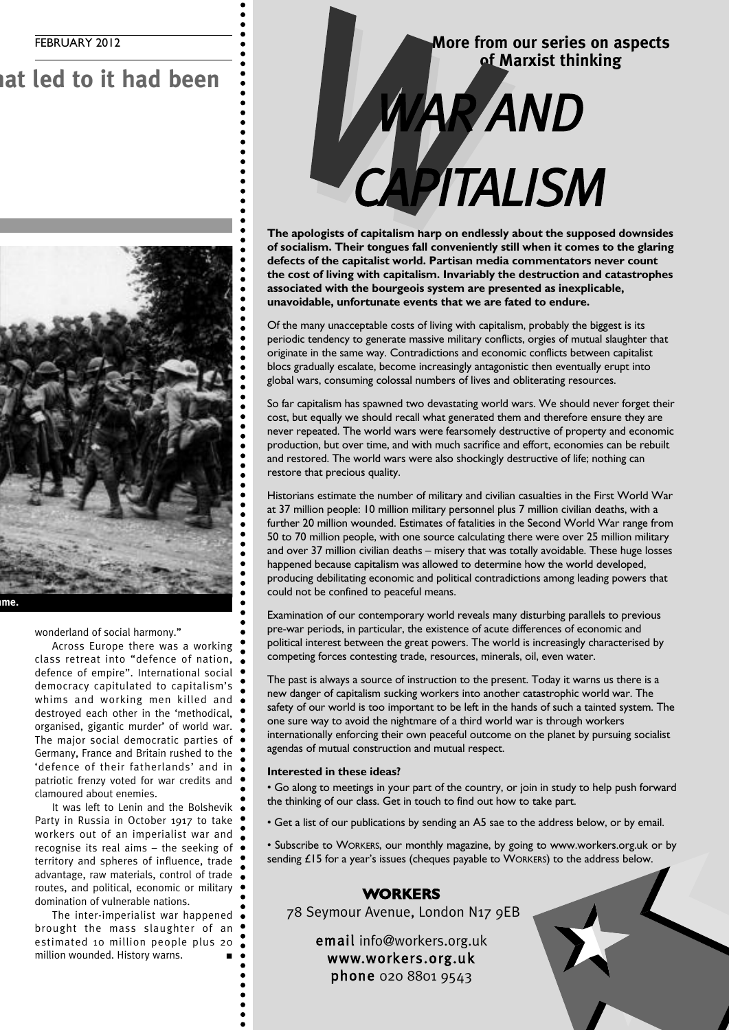hat led to it had been

me.

wonderland of social harmony."

Across Europe there was a working class retreat into "defence of nation, defence of empire". International social democracy capitulated to capitalism's whims and working men killed and destroyed each other in the 'methodical, organised, gigantic murder' of world war. The major social democratic parties of Germany, France and Britain rushed to the 'defence of their fatherlands' and in patriotic frenzy voted for war credits and clamoured about enemies.

It was left to Lenin and the Bolshevik Party in Russia in October 1917 to take workers out of an imperialist war and recognise its real aims – the seeking of territory and spheres of influence, trade advantage, raw materials, control of trade routes, and political, economic or military domination of vulnerable nations.

The inter-imperialist war happened brought the mass slaughter of an estimated 10 million people plus 20 million wounded. History warns. ■

**More from our series on aspects of Marxist thinking**

# WAR AND CAPITALISM

**The apologists of capitalism harp on endlessly about the supposed downsides of socialism. Their tongues fall conveniently still when it comes to the glaring defects of the capitalist world. Partisan media commentators never count the cost of living with capitalism. Invariably the destruction and catastrophes associated with the bourgeois system are presented as inexplicable, unavoidable, unfortunate events that we are fated to endure.**

Of the many unacceptable costs of living with capitalism, probably the biggest is its periodic tendency to generate massive military conflicts, orgies of mutual slaughter that originate in the same way. Contradictions and economic conflicts between capitalist blocs gradually escalate, become increasingly antagonistic then eventually erupt into global wars, consuming colossal numbers of lives and obliterating resources.

So far capitalism has spawned two devastating world wars. We should never forget their cost, but equally we should recall what generated them and therefore ensure they are never repeated. The world wars were fearsomely destructive of property and economic production, but over time, and with much sacrifice and effort, economies can be rebuilt and restored. The world wars were also shockingly destructive of life; nothing can restore that precious quality.

Historians estimate the number of military and civilian casualties in the First World War at 37 million people: 10 million military personnel plus 7 million civilian deaths, with a further 20 million wounded. Estimates of fatalities in the Second World War range from 50 to 70 million people, with one source calculating there were over 25 million military and over 37 million civilian deaths – misery that was totally avoidable. These huge losses happened because capitalism was allowed to determine how the world developed, producing debilitating economic and political contradictions among leading powers that could not be confined to peaceful means.

Examination of our contemporary world reveals many disturbing parallels to previous pre-war periods, in particular, the existence of acute differences of economic and political interest between the great powers. The world is increasingly characterised by competing forces contesting trade, resources, minerals, oil, even water.

The past is always a source of instruction to the present. Today it warns us there is a new danger of capitalism sucking workers into another catastrophic world war. The safety of our world is too important to be left in the hands of such a tainted system. The one sure way to avoid the nightmare of a third world war is through workers internationally enforcing their own peaceful outcome on the planet by pursuing socialist agendas of mutual construction and mutual respect.

**Interested in these ideas?**

• Go along to meetings in your part of the country, or join in study to help push forward the thinking of our class. Get in touch to find out how to take part.

• Get a list of our publications by sending an A5 sae to the address below, or by email.

• Subscribe to WORKERS, our monthly magazine, by going to www.workers.org.uk or by sending £15 for a year's issues (cheques payable to WORKERS) to the address below.

**WORKERS**
78 Seymour Avenue, London N17 9EB

**email** info@workers.org.uk
**www.workers.org.uk**
**phone** 020 8801 9543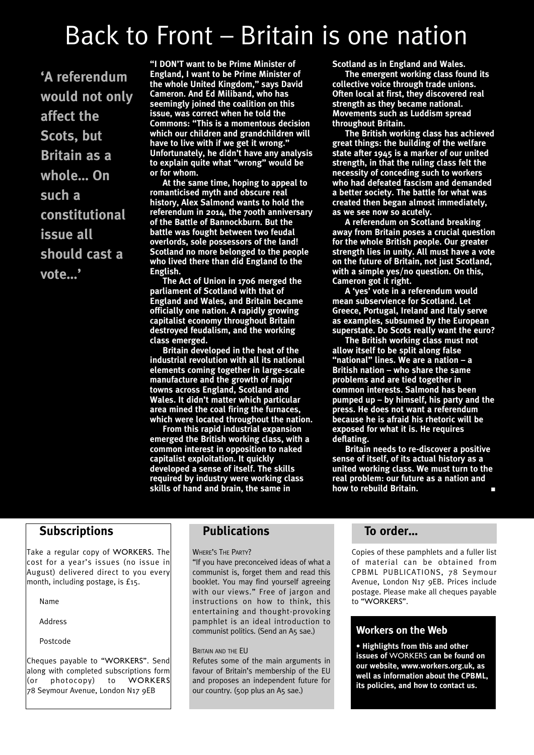# Back to Front – Britain is one nation

**'A referendum would not only affect the Scots, but Britain as a whole… On such a constitutional issue all should cast a vote…'**

**"I DON'T want to be Prime Minister of England, I want to be Prime Minister of the whole United Kingdom," says David Cameron. And Ed Miliband, who has seemingly joined the coalition on this issue, was correct when he told the Commons: "This is a momentous decision which our children and grandchildren will have to live with if we get it wrong." Unfortunately, he didn't have any analysis to explain quite what "wrong" would be or for whom.**

**At the same time, hoping to appeal to romanticised myth and obscure real history, Alex Salmond wants to hold the referendum in 2014, the 700th anniversary of the Battle of Bannockburn. But the battle was fought between two feudal overlords, sole possessors of the land! Scotland no more belonged to the people who lived there than did England to the English.**

**The Act of Union in 1706 merged the parliament of Scotland with that of England and Wales, and Britain became officially one nation. A rapidly growing capitalist economy throughout Britain destroyed feudalism, and the working class emerged.**

**Britain developed in the heat of the industrial revolution with all its national elements coming together in large-scale manufacture and the growth of major towns across England, Scotland and Wales. It didn't matter which particular area mined the coal firing the furnaces, which were located throughout the nation.**

**From this rapid industrial expansion emerged the British working class, with a common interest in opposition to naked capitalist exploitation. It quickly developed a sense of itself. The skills required by industry were working class skills of hand and brain, the same in Scotland as in England and Wales.**

**The emergent working class found its collective voice through trade unions. Often local at first, they discovered real strength as they became national. Movements such as Luddism spread throughout Britain.**

**The British working class has achieved great things: the building of the welfare state after 1945 is a marker of our united strength, in that the ruling class felt the necessity of conceding such to workers who had defeated fascism and demanded a better society. The battle for what was created then began almost immediately, as we see now so acutely.**

**A referendum on Scotland breaking away from Britain poses a crucial question for the whole British people. Our greater strength lies in unity. All must have a vote on the future of Britain, not just Scotland, with a simple yes/no question. On this, Cameron got it right.**

**A 'yes' vote in a referendum would mean subservience for Scotland. Let Greece, Portugal, Ireland and Italy serve as examples, subsumed by the European superstate. Do Scots really want the euro?**

**The British working class must not allow itself to be split along false "national" lines. We are a nation – a British nation – who share the same problems and are tied together in common interests. Salmond has been pumped up – by himself, his party and the press. He does not want a referendum because he is afraid his rhetoric will be exposed for what it is. He requires deflating.**

**Britain needs to re-discover a positive sense of itself, of its actual history as a united working class. We must turn to the real problem: our future as a nation and how to rebuild Britain.** ■

## Subscriptions

Take a regular copy of WORKERS. The cost for a year's issues (no issue in August) delivered direct to you every month, including postage, is £15.

Name

Address

Postcode

Cheques payable to "WORKERS". Send along with completed subscriptions form (or photocopy) to WORKERS 78 Seymour Avenue, London N17 9EB

## Publications

WHERE'S THE PARTY?

"If you have preconceived ideas of what a communist is, forget them and read this booklet. You may find yourself agreeing with our views." Free of jargon and instructions on how to think, this entertaining and thought-provoking pamphlet is an ideal introduction to communist politics. (Send an A5 sae.)

BRITAIN AND THE EU

Refutes some of the main arguments in favour of Britain's membership of the EU and proposes an independent future for our country. (50p plus an A5 sae.)

## To order…

Copies of these pamphlets and a fuller list of material can be obtained from CPBML PUBLICATIONS, 78 Seymour Avenue, London N17 9EB. Prices include postage. Please make all cheques payable to "WORKERS".

### Workers on the Web

- **Highlights from this and other issues of** WORKERS **can be found on our website, www.workers.org.uk, as well as information about the CPBML, its policies, and how to contact us.**